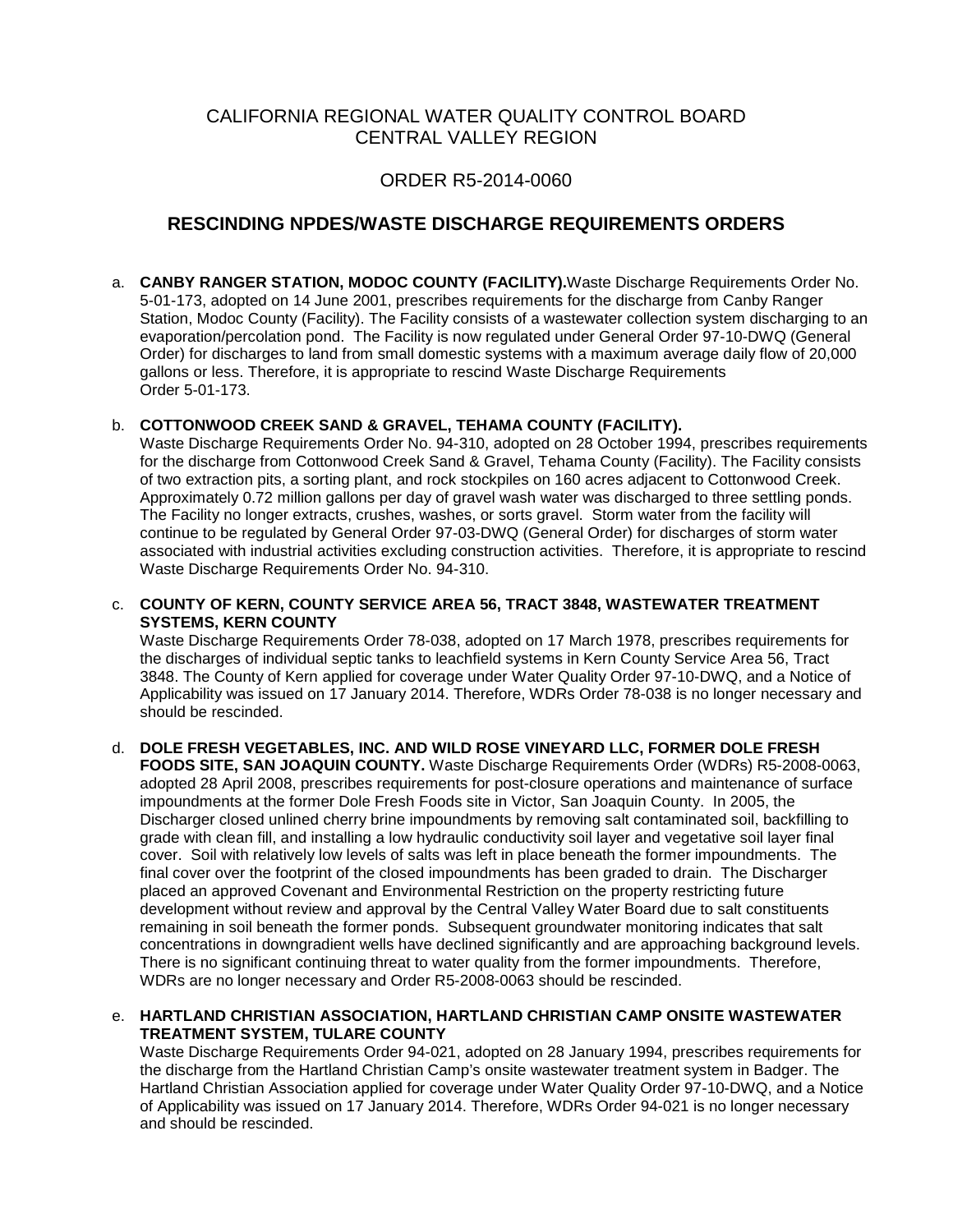CALIFORNIA REGIONAL WATER QUALITY CONTROL BOARD
CENTRAL VALLEY REGION

ORDER R5-2014-0060

## RESCINDING NPDES/WASTE DISCHARGE REQUIREMENTS ORDERS

a. **CANBY RANGER STATION, MODOC COUNTY (FACILITY).** Waste Discharge Requirements Order No. 5-01-173, adopted on 14 June 2001, prescribes requirements for the discharge from Canby Ranger Station, Modoc County (Facility). The Facility consists of a wastewater collection system discharging to an evaporation/percolation pond. The Facility is now regulated under General Order 97-10-DWQ (General Order) for discharges to land from small domestic systems with a maximum average daily flow of 20,000 gallons or less. Therefore, it is appropriate to rescind Waste Discharge Requirements Order 5-01-173.

b. **COTTONWOOD CREEK SAND & GRAVEL, TEHAMA COUNTY (FACILITY).**
Waste Discharge Requirements Order No. 94-310, adopted on 28 October 1994, prescribes requirements for the discharge from Cottonwood Creek Sand & Gravel, Tehama County (Facility). The Facility consists of two extraction pits, a sorting plant, and rock stockpiles on 160 acres adjacent to Cottonwood Creek. Approximately 0.72 million gallons per day of gravel wash water was discharged to three settling ponds. The Facility no longer extracts, crushes, washes, or sorts gravel. Storm water from the facility will continue to be regulated by General Order 97-03-DWQ (General Order) for discharges of storm water associated with industrial activities excluding construction activities. Therefore, it is appropriate to rescind Waste Discharge Requirements Order No. 94-310.

c. **COUNTY OF KERN, COUNTY SERVICE AREA 56, TRACT 3848, WASTEWATER TREATMENT SYSTEMS, KERN COUNTY**
Waste Discharge Requirements Order 78-038, adopted on 17 March 1978, prescribes requirements for the discharges of individual septic tanks to leachfield systems in Kern County Service Area 56, Tract 3848. The County of Kern applied for coverage under Water Quality Order 97-10-DWQ, and a Notice of Applicability was issued on 17 January 2014. Therefore, WDRs Order 78-038 is no longer necessary and should be rescinded.

d. **DOLE FRESH VEGETABLES, INC. AND WILD ROSE VINEYARD LLC, FORMER DOLE FRESH FOODS SITE, SAN JOAQUIN COUNTY.** Waste Discharge Requirements Order (WDRs) R5-2008-0063, adopted 28 April 2008, prescribes requirements for post-closure operations and maintenance of surface impoundments at the former Dole Fresh Foods site in Victor, San Joaquin County. In 2005, the Discharger closed unlined cherry brine impoundments by removing salt contaminated soil, backfilling to grade with clean fill, and installing a low hydraulic conductivity soil layer and vegetative soil layer final cover. Soil with relatively low levels of salts was left in place beneath the former impoundments. The final cover over the footprint of the closed impoundments has been graded to drain. The Discharger placed an approved Covenant and Environmental Restriction on the property restricting future development without review and approval by the Central Valley Water Board due to salt constituents remaining in soil beneath the former ponds. Subsequent groundwater monitoring indicates that salt concentrations in downgradient wells have declined significantly and are approaching background levels. There is no significant continuing threat to water quality from the former impoundments. Therefore, WDRs are no longer necessary and Order R5-2008-0063 should be rescinded.

e. **HARTLAND CHRISTIAN ASSOCIATION, HARTLAND CHRISTIAN CAMP ONSITE WASTEWATER TREATMENT SYSTEM, TULARE COUNTY**
Waste Discharge Requirements Order 94-021, adopted on 28 January 1994, prescribes requirements for the discharge from the Hartland Christian Camp's onsite wastewater treatment system in Badger. The Hartland Christian Association applied for coverage under Water Quality Order 97-10-DWQ, and a Notice of Applicability was issued on 17 January 2014. Therefore, WDRs Order 94-021 is no longer necessary and should be rescinded.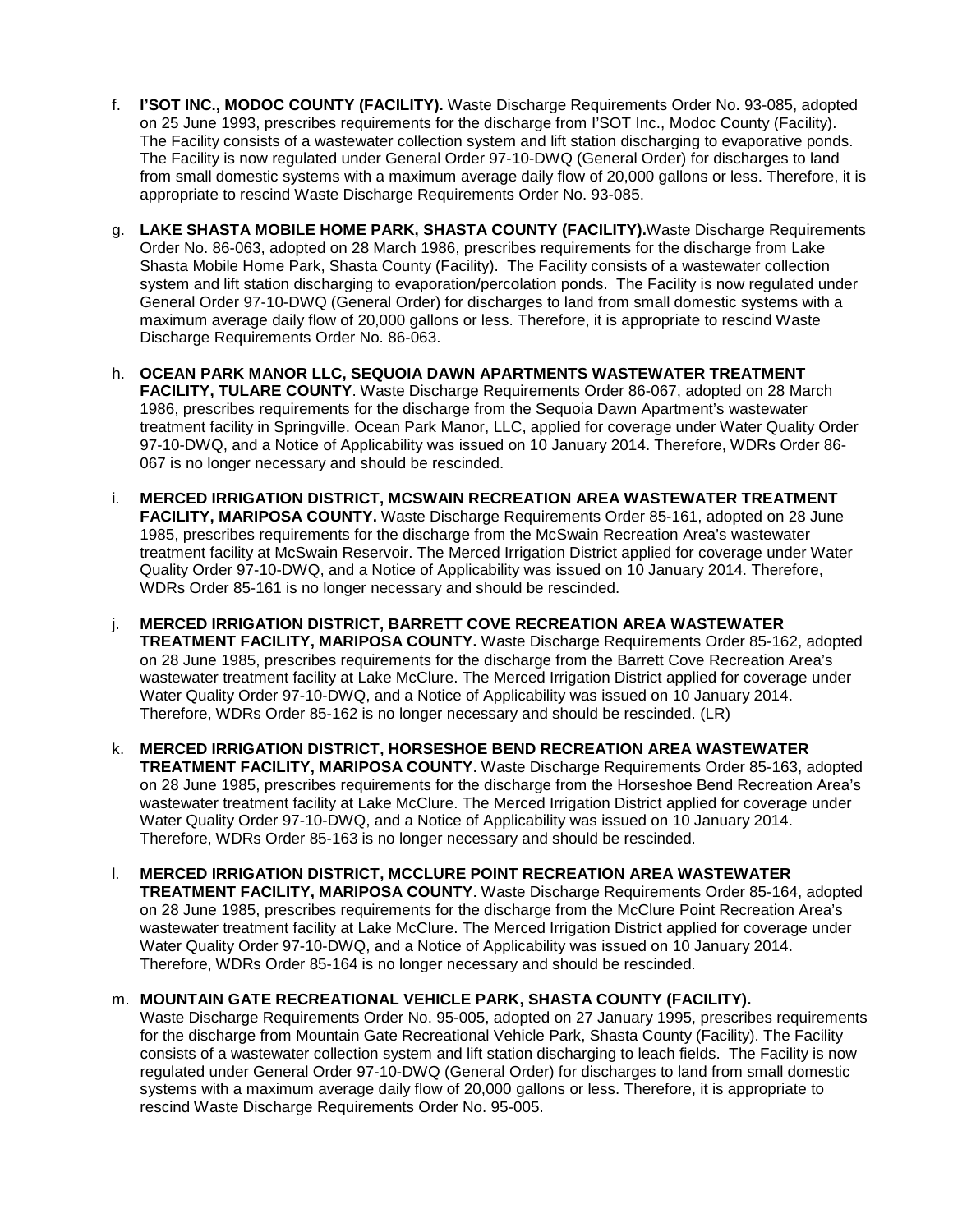f. **I'SOT INC., MODOC COUNTY (FACILITY).** Waste Discharge Requirements Order No. 93-085, adopted on 25 June 1993, prescribes requirements for the discharge from I'SOT Inc., Modoc County (Facility). The Facility consists of a wastewater collection system and lift station discharging to evaporative ponds. The Facility is now regulated under General Order 97-10-DWQ (General Order) for discharges to land from small domestic systems with a maximum average daily flow of 20,000 gallons or less. Therefore, it is appropriate to rescind Waste Discharge Requirements Order No. 93-085.

g. **LAKE SHASTA MOBILE HOME PARK, SHASTA COUNTY (FACILITY).**Waste Discharge Requirements Order No. 86-063, adopted on 28 March 1986, prescribes requirements for the discharge from Lake Shasta Mobile Home Park, Shasta County (Facility). The Facility consists of a wastewater collection system and lift station discharging to evaporation/percolation ponds. The Facility is now regulated under General Order 97-10-DWQ (General Order) for discharges to land from small domestic systems with a maximum average daily flow of 20,000 gallons or less. Therefore, it is appropriate to rescind Waste Discharge Requirements Order No. 86-063.

h. **OCEAN PARK MANOR LLC, SEQUOIA DAWN APARTMENTS WASTEWATER TREATMENT FACILITY, TULARE COUNTY**. Waste Discharge Requirements Order 86-067, adopted on 28 March 1986, prescribes requirements for the discharge from the Sequoia Dawn Apartment's wastewater treatment facility in Springville. Ocean Park Manor, LLC, applied for coverage under Water Quality Order 97-10-DWQ, and a Notice of Applicability was issued on 10 January 2014. Therefore, WDRs Order 86-067 is no longer necessary and should be rescinded.

i. **MERCED IRRIGATION DISTRICT, MCSWAIN RECREATION AREA WASTEWATER TREATMENT FACILITY, MARIPOSA COUNTY.** Waste Discharge Requirements Order 85-161, adopted on 28 June 1985, prescribes requirements for the discharge from the McSwain Recreation Area's wastewater treatment facility at McSwain Reservoir. The Merced Irrigation District applied for coverage under Water Quality Order 97-10-DWQ, and a Notice of Applicability was issued on 10 January 2014. Therefore, WDRs Order 85-161 is no longer necessary and should be rescinded.

j. **MERCED IRRIGATION DISTRICT, BARRETT COVE RECREATION AREA WASTEWATER TREATMENT FACILITY, MARIPOSA COUNTY.** Waste Discharge Requirements Order 85-162, adopted on 28 June 1985, prescribes requirements for the discharge from the Barrett Cove Recreation Area's wastewater treatment facility at Lake McClure. The Merced Irrigation District applied for coverage under Water Quality Order 97-10-DWQ, and a Notice of Applicability was issued on 10 January 2014. Therefore, WDRs Order 85-162 is no longer necessary and should be rescinded. (LR)

k. **MERCED IRRIGATION DISTRICT, HORSESHOE BEND RECREATION AREA WASTEWATER TREATMENT FACILITY, MARIPOSA COUNTY**. Waste Discharge Requirements Order 85-163, adopted on 28 June 1985, prescribes requirements for the discharge from the Horseshoe Bend Recreation Area's wastewater treatment facility at Lake McClure. The Merced Irrigation District applied for coverage under Water Quality Order 97-10-DWQ, and a Notice of Applicability was issued on 10 January 2014. Therefore, WDRs Order 85-163 is no longer necessary and should be rescinded.

l. **MERCED IRRIGATION DISTRICT, MCCLURE POINT RECREATION AREA WASTEWATER TREATMENT FACILITY, MARIPOSA COUNTY**. Waste Discharge Requirements Order 85-164, adopted on 28 June 1985, prescribes requirements for the discharge from the McClure Point Recreation Area's wastewater treatment facility at Lake McClure. The Merced Irrigation District applied for coverage under Water Quality Order 97-10-DWQ, and a Notice of Applicability was issued on 10 January 2014. Therefore, WDRs Order 85-164 is no longer necessary and should be rescinded.

m. **MOUNTAIN GATE RECREATIONAL VEHICLE PARK, SHASTA COUNTY (FACILITY).** Waste Discharge Requirements Order No. 95-005, adopted on 27 January 1995, prescribes requirements for the discharge from Mountain Gate Recreational Vehicle Park, Shasta County (Facility). The Facility consists of a wastewater collection system and lift station discharging to leach fields. The Facility is now regulated under General Order 97-10-DWQ (General Order) for discharges to land from small domestic systems with a maximum average daily flow of 20,000 gallons or less. Therefore, it is appropriate to rescind Waste Discharge Requirements Order No. 95-005.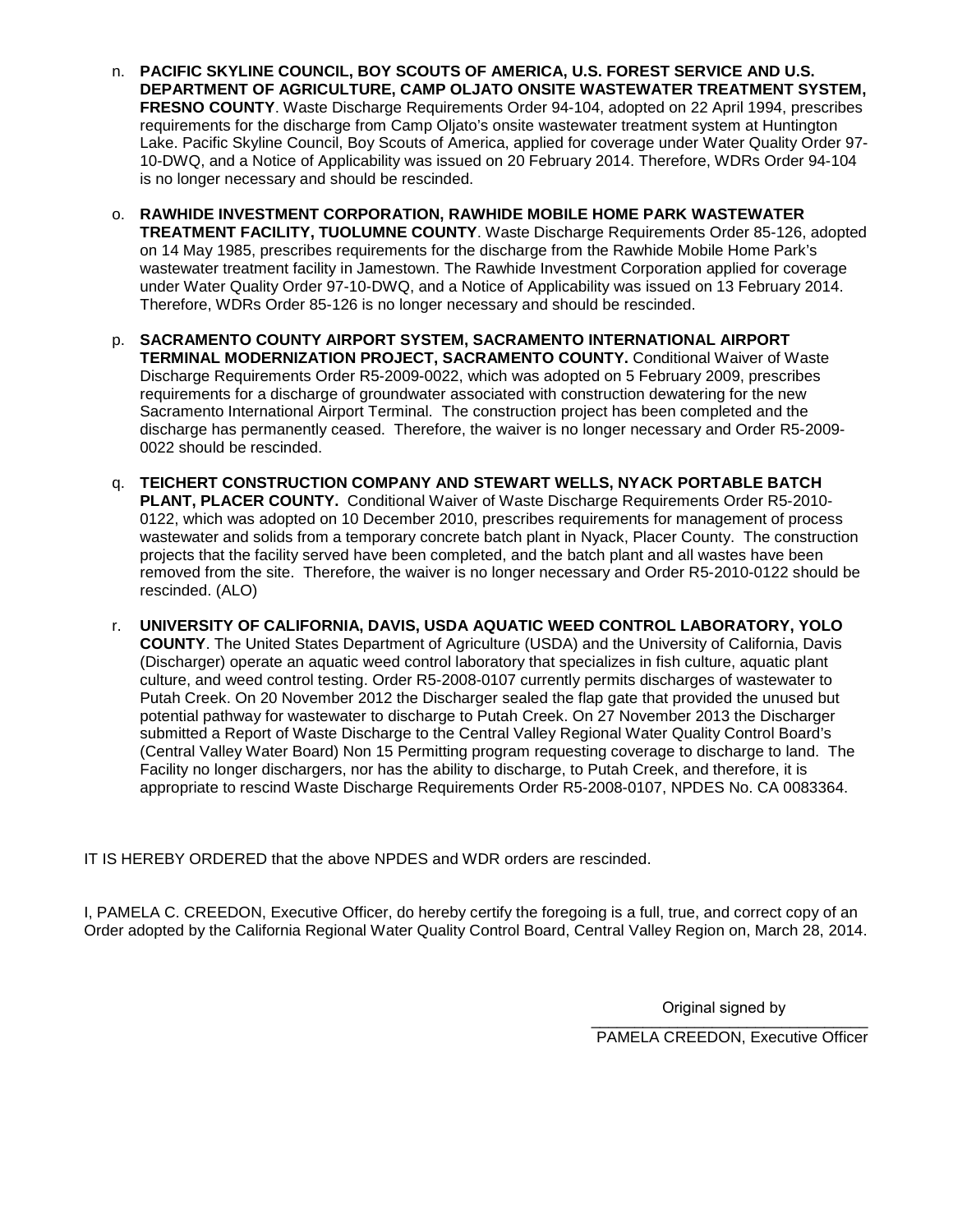n. **PACIFIC SKYLINE COUNCIL, BOY SCOUTS OF AMERICA, U.S. FOREST SERVICE AND U.S. DEPARTMENT OF AGRICULTURE, CAMP OLJATO ONSITE WASTEWATER TREATMENT SYSTEM, FRESNO COUNTY**. Waste Discharge Requirements Order 94-104, adopted on 22 April 1994, prescribes requirements for the discharge from Camp Oljato's onsite wastewater treatment system at Huntington Lake. Pacific Skyline Council, Boy Scouts of America, applied for coverage under Water Quality Order 97-10-DWQ, and a Notice of Applicability was issued on 20 February 2014. Therefore, WDRs Order 94-104 is no longer necessary and should be rescinded.

o. **RAWHIDE INVESTMENT CORPORATION, RAWHIDE MOBILE HOME PARK WASTEWATER TREATMENT FACILITY, TUOLUMNE COUNTY**. Waste Discharge Requirements Order 85-126, adopted on 14 May 1985, prescribes requirements for the discharge from the Rawhide Mobile Home Park's wastewater treatment facility in Jamestown. The Rawhide Investment Corporation applied for coverage under Water Quality Order 97-10-DWQ, and a Notice of Applicability was issued on 13 February 2014. Therefore, WDRs Order 85-126 is no longer necessary and should be rescinded.

p. **SACRAMENTO COUNTY AIRPORT SYSTEM, SACRAMENTO INTERNATIONAL AIRPORT TERMINAL MODERNIZATION PROJECT, SACRAMENTO COUNTY.** Conditional Waiver of Waste Discharge Requirements Order R5-2009-0022, which was adopted on 5 February 2009, prescribes requirements for a discharge of groundwater associated with construction dewatering for the new Sacramento International Airport Terminal. The construction project has been completed and the discharge has permanently ceased. Therefore, the waiver is no longer necessary and Order R5-2009-0022 should be rescinded.

q. **TEICHERT CONSTRUCTION COMPANY AND STEWART WELLS, NYACK PORTABLE BATCH PLANT, PLACER COUNTY.** Conditional Waiver of Waste Discharge Requirements Order R5-2010-0122, which was adopted on 10 December 2010, prescribes requirements for management of process wastewater and solids from a temporary concrete batch plant in Nyack, Placer County. The construction projects that the facility served have been completed, and the batch plant and all wastes have been removed from the site. Therefore, the waiver is no longer necessary and Order R5-2010-0122 should be rescinded. (ALO)

r. **UNIVERSITY OF CALIFORNIA, DAVIS, USDA AQUATIC WEED CONTROL LABORATORY, YOLO COUNTY**. The United States Department of Agriculture (USDA) and the University of California, Davis (Discharger) operate an aquatic weed control laboratory that specializes in fish culture, aquatic plant culture, and weed control testing. Order R5-2008-0107 currently permits discharges of wastewater to Putah Creek. On 20 November 2012 the Discharger sealed the flap gate that provided the unused but potential pathway for wastewater to discharge to Putah Creek. On 27 November 2013 the Discharger submitted a Report of Waste Discharge to the Central Valley Regional Water Quality Control Board's (Central Valley Water Board) Non 15 Permitting program requesting coverage to discharge to land. The Facility no longer dischargers, nor has the ability to discharge, to Putah Creek, and therefore, it is appropriate to rescind Waste Discharge Requirements Order R5-2008-0107, NPDES No. CA 0083364.

IT IS HEREBY ORDERED that the above NPDES and WDR orders are rescinded.

I, PAMELA C. CREEDON, Executive Officer, do hereby certify the foregoing is a full, true, and correct copy of an Order adopted by the California Regional Water Quality Control Board, Central Valley Region on, March 28, 2014.

Original signed by

PAMELA CREEDON, Executive Officer